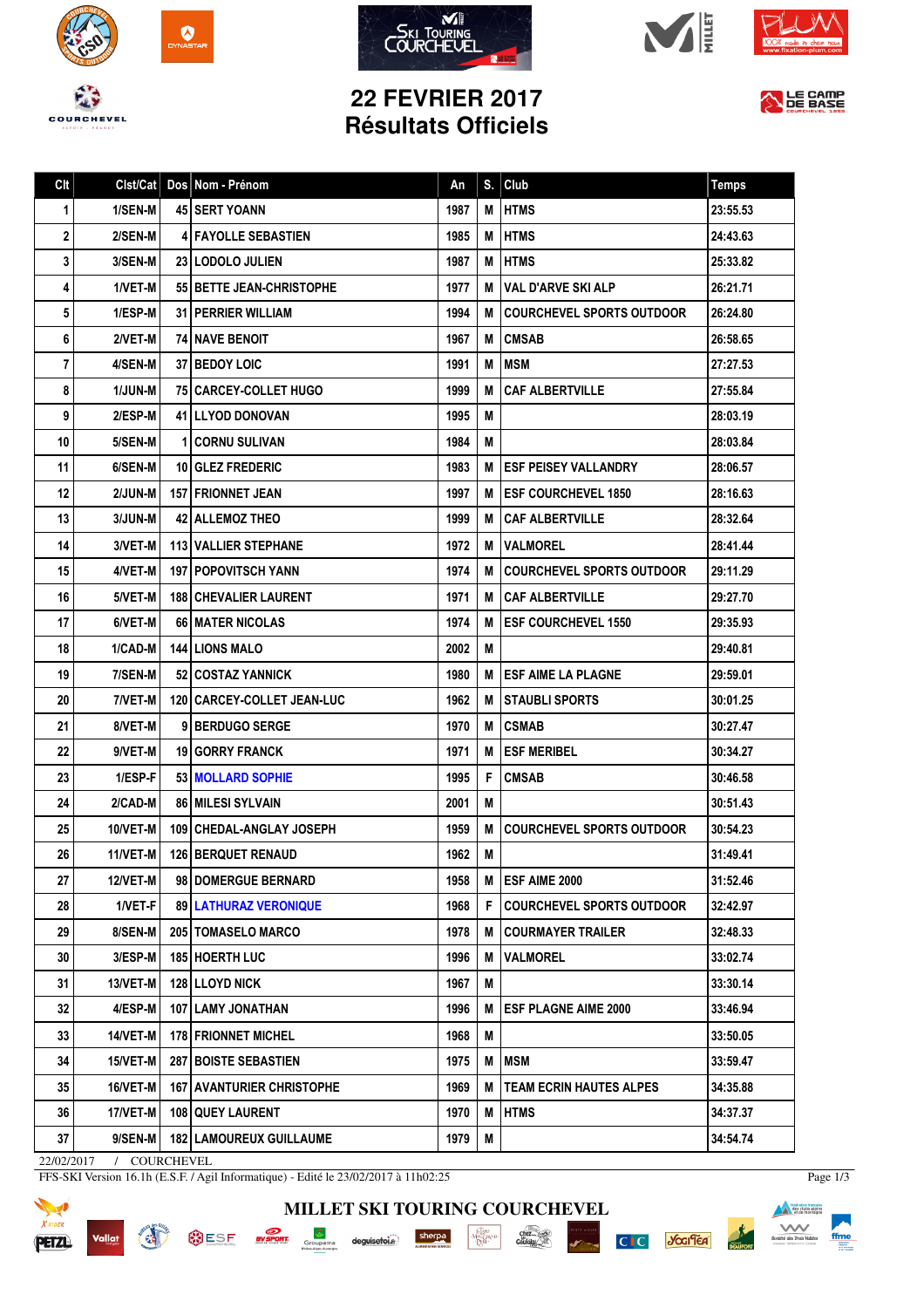# 22 FEVRIER 2017
# Résultats Officiels

| Clt | Clst/Cat | Dos | Nom - Prénom | An | S. | Club | Temps |
|---|---|---|---|---|---|---|---|
| 1 | 1/SEN-M | 45 | SERT YOANN | 1987 | M | HTMS | 23:55.53 |
| 2 | 2/SEN-M | 4 | FAYOLLE SEBASTIEN | 1985 | M | HTMS | 24:43.63 |
| 3 | 3/SEN-M | 23 | LODOLO JULIEN | 1987 | M | HTMS | 25:33.82 |
| 4 | 1/VET-M | 55 | BETTE JEAN-CHRISTOPHE | 1977 | M | VAL D'ARVE SKI ALP | 26:21.71 |
| 5 | 1/ESP-M | 31 | PERRIER WILLIAM | 1994 | M | COURCHEVEL SPORTS OUTDOOR | 26:24.80 |
| 6 | 2/VET-M | 74 | NAVE BENOIT | 1967 | M | CMSAB | 26:58.65 |
| 7 | 4/SEN-M | 37 | BEDOY LOIC | 1991 | M | MSM | 27:27.53 |
| 8 | 1/JUN-M | 75 | CARCEY-COLLET HUGO | 1999 | M | CAF ALBERTVILLE | 27:55.84 |
| 9 | 2/ESP-M | 41 | LLYOD DONOVAN | 1995 | M | | 28:03.19 |
| 10 | 5/SEN-M | 1 | CORNU SULIVAN | 1984 | M | | 28:03.84 |
| 11 | 6/SEN-M | 10 | GLEZ FREDERIC | 1983 | M | ESF PEISEY VALLANDRY | 28:06.57 |
| 12 | 2/JUN-M | 157 | FRIONNET JEAN | 1997 | M | ESF COURCHEVEL 1850 | 28:16.63 |
| 13 | 3/JUN-M | 42 | ALLEMOZ THEO | 1999 | M | CAF ALBERTVILLE | 28:32.64 |
| 14 | 3/VET-M | 113 | VALLIER STEPHANE | 1972 | M | VALMOREL | 28:41.44 |
| 15 | 4/VET-M | 197 | POPOVITSCH YANN | 1974 | M | COURCHEVEL SPORTS OUTDOOR | 29:11.29 |
| 16 | 5/VET-M | 188 | CHEVALIER LAURENT | 1971 | M | CAF ALBERTVILLE | 29:27.70 |
| 17 | 6/VET-M | 66 | MATER NICOLAS | 1974 | M | ESF COURCHEVEL 1550 | 29:35.93 |
| 18 | 1/CAD-M | 144 | LIONS MALO | 2002 | M | | 29:40.81 |
| 19 | 7/SEN-M | 52 | COSTAZ YANNICK | 1980 | M | ESF AIME LA PLAGNE | 29:59.01 |
| 20 | 7/VET-M | 120 | CARCEY-COLLET JEAN-LUC | 1962 | M | STAUBLI SPORTS | 30:01.25 |
| 21 | 8/VET-M | 9 | BERDUGO SERGE | 1970 | M | CSMAB | 30:27.47 |
| 22 | 9/VET-M | 19 | GORRY FRANCK | 1971 | M | ESF MERIBEL | 30:34.27 |
| 23 | 1/ESP-F | 53 | MOLLARD SOPHIE | 1995 | F | CMSAB | 30:46.58 |
| 24 | 2/CAD-M | 86 | MILESI SYLVAIN | 2001 | M | | 30:51.43 |
| 25 | 10/VET-M | 109 | CHEDAL-ANGLAY JOSEPH | 1959 | M | COURCHEVEL SPORTS OUTDOOR | 30:54.23 |
| 26 | 11/VET-M | 126 | BERQUET RENAUD | 1962 | M | | 31:49.41 |
| 27 | 12/VET-M | 98 | DOMERGUE BERNARD | 1958 | M | ESF AIME 2000 | 31:52.46 |
| 28 | 1/VET-F | 89 | LATHURAZ VERONIQUE | 1968 | F | COURCHEVEL SPORTS OUTDOOR | 32:42.97 |
| 29 | 8/SEN-M | 205 | TOMASELO MARCO | 1978 | M | COURMAYER TRAILER | 32:48.33 |
| 30 | 3/ESP-M | 185 | HOERTH LUC | 1996 | M | VALMOREL | 33:02.74 |
| 31 | 13/VET-M | 128 | LLOYD NICK | 1967 | M | | 33:30.14 |
| 32 | 4/ESP-M | 107 | LAMY JONATHAN | 1996 | M | ESF PLAGNE AIME 2000 | 33:46.94 |
| 33 | 14/VET-M | 178 | FRIONNET MICHEL | 1968 | M | | 33:50.05 |
| 34 | 15/VET-M | 287 | BOISTE SEBASTIEN | 1975 | M | MSM | 33:59.47 |
| 35 | 16/VET-M | 167 | AVANTURIER CHRISTOPHE | 1969 | M | TEAM ECRIN HAUTES ALPES | 34:35.88 |
| 36 | 17/VET-M | 108 | QUEY LAURENT | 1970 | M | HTMS | 34:37.37 |
| 37 | 9/SEN-M | 182 | LAMOUREUX GUILLAUME | 1979 | M | | 34:54.74 |

22/02/2017 / COURCHEVEL

FFS-SKI Version 16.1h (E.S.F. / Agil Informatique) - Edité le 23/02/2017 à 11h02:25

MILLET SKI TOURING COURCHEVEL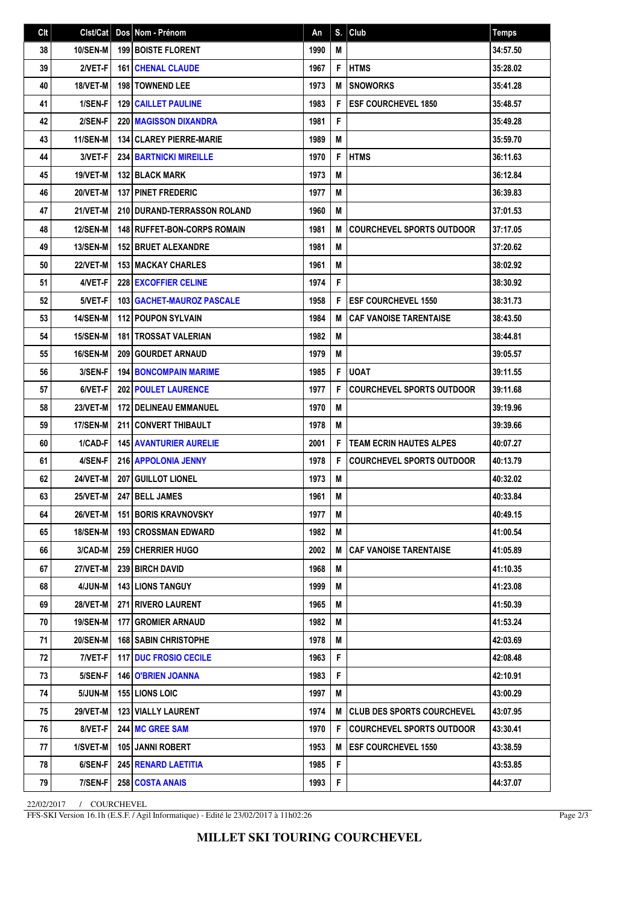| Clt | Clst/Cat | Dos | Nom - Prénom | An | S. | Club | Temps |
|---|---|---|---|---|---|---|---|
| 38 | 10/SEN-M | 199 | BOISTE FLORENT | 1990 | M | | 34:57.50 |
| 39 | 2/VET-F | 161 | CHENAL CLAUDE | 1967 | F | HTMS | 35:28.02 |
| 40 | 18/VET-M | 198 | TOWNEND LEE | 1973 | M | SNOWORKS | 35:41.28 |
| 41 | 1/SEN-F | 129 | CAILLET PAULINE | 1983 | F | ESF COURCHEVEL 1850 | 35:48.57 |
| 42 | 2/SEN-F | 220 | MAGISSON DIXANDRA | 1981 | F | | 35:49.28 |
| 43 | 11/SEN-M | 134 | CLAREY PIERRE-MARIE | 1989 | M | | 35:59.70 |
| 44 | 3/VET-F | 234 | BARTNICKI MIREILLE | 1970 | F | HTMS | 36:11.63 |
| 45 | 19/VET-M | 132 | BLACK MARK | 1973 | M | | 36:12.84 |
| 46 | 20/VET-M | 137 | PINET FREDERIC | 1977 | M | | 36:39.83 |
| 47 | 21/VET-M | 210 | DURAND-TERRASSON ROLAND | 1960 | M | | 37:01.53 |
| 48 | 12/SEN-M | 148 | RUFFET-BON-CORPS ROMAIN | 1981 | M | COURCHEVEL SPORTS OUTDOOR | 37:17.05 |
| 49 | 13/SEN-M | 152 | BRUET ALEXANDRE | 1981 | M | | 37:20.62 |
| 50 | 22/VET-M | 153 | MACKAY CHARLES | 1961 | M | | 38:02.92 |
| 51 | 4/VET-F | 228 | EXCOFFIER CELINE | 1974 | F | | 38:30.92 |
| 52 | 5/VET-F | 103 | GACHET-MAUROZ PASCALE | 1958 | F | ESF COURCHEVEL 1550 | 38:31.73 |
| 53 | 14/SEN-M | 112 | POUPON SYLVAIN | 1984 | M | CAF VANOISE TARENTAISE | 38:43.50 |
| 54 | 15/SEN-M | 181 | TROSSAT VALERIAN | 1982 | M | | 38:44.81 |
| 55 | 16/SEN-M | 209 | GOURDET ARNAUD | 1979 | M | | 39:05.57 |
| 56 | 3/SEN-F | 194 | BONCOMPAIN MARIME | 1985 | F | UOAT | 39:11.55 |
| 57 | 6/VET-F | 202 | POULET LAURENCE | 1977 | F | COURCHEVEL SPORTS OUTDOOR | 39:11.68 |
| 58 | 23/VET-M | 172 | DELINEAU EMMANUEL | 1970 | M | | 39:19.96 |
| 59 | 17/SEN-M | 211 | CONVERT THIBAULT | 1978 | M | | 39:39.66 |
| 60 | 1/CAD-F | 145 | AVANTURIER AURELIE | 2001 | F | TEAM ECRIN HAUTES ALPES | 40:07.27 |
| 61 | 4/SEN-F | 216 | APPOLONIA JENNY | 1978 | F | COURCHEVEL SPORTS OUTDOOR | 40:13.79 |
| 62 | 24/VET-M | 207 | GUILLOT LIONEL | 1973 | M | | 40:32.02 |
| 63 | 25/VET-M | 247 | BELL JAMES | 1961 | M | | 40:33.84 |
| 64 | 26/VET-M | 151 | BORIS KRAVNOVSKY | 1977 | M | | 40:49.15 |
| 65 | 18/SEN-M | 193 | CROSSMAN EDWARD | 1982 | M | | 41:00.54 |
| 66 | 3/CAD-M | 259 | CHERRIER HUGO | 2002 | M | CAF VANOISE TARENTAISE | 41:05.89 |
| 67 | 27/VET-M | 239 | BIRCH DAVID | 1968 | M | | 41:10.35 |
| 68 | 4/JUN-M | 143 | LIONS TANGUY | 1999 | M | | 41:23.08 |
| 69 | 28/VET-M | 271 | RIVERO LAURENT | 1965 | M | | 41:50.39 |
| 70 | 19/SEN-M | 177 | GROMIER ARNAUD | 1982 | M | | 41:53.24 |
| 71 | 20/SEN-M | 168 | SABIN CHRISTOPHE | 1978 | M | | 42:03.69 |
| 72 | 7/VET-F | 117 | DUC FROSIO CECILE | 1963 | F | | 42:08.48 |
| 73 | 5/SEN-F | 146 | O'BRIEN JOANNA | 1983 | F | | 42:10.91 |
| 74 | 5/JUN-M | 155 | LIONS LOIC | 1997 | M | | 43:00.29 |
| 75 | 29/VET-M | 123 | VIALLY LAURENT | 1974 | M | CLUB DES SPORTS COURCHEVEL | 43:07.95 |
| 76 | 8/VET-F | 244 | MC GREE SAM | 1970 | F | COURCHEVEL SPORTS OUTDOOR | 43:30.41 |
| 77 | 1/SVET-M | 105 | JANNI ROBERT | 1953 | M | ESF COURCHEVEL 1550 | 43:38.59 |
| 78 | 6/SEN-F | 245 | RENARD LAETITIA | 1985 | F | | 43:53.85 |
| 79 | 7/SEN-F | 258 | COSTA ANAIS | 1993 | F | | 44:37.07 |

22/02/2017 / COURCHEVEL

FFS-SKI Version 16.1h (E.S.F. / Agil Informatique) - Edité le 23/02/2017 à 11h02:26

**MILLET SKI TOURING COURCHEVEL**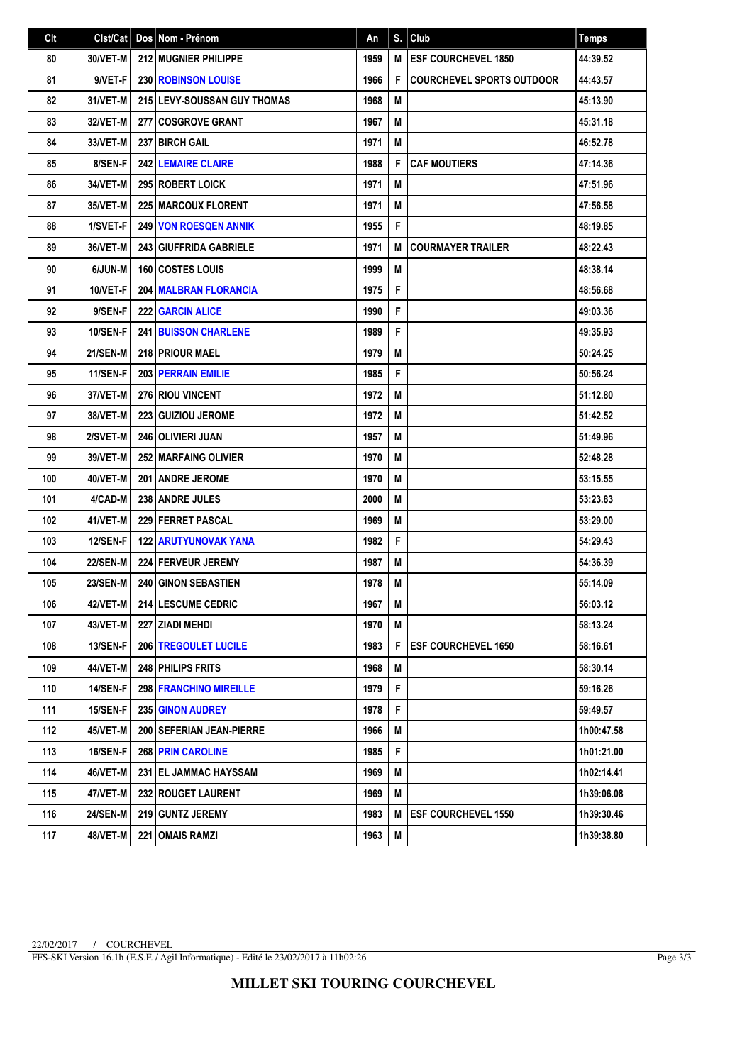| Clt | Clst/Cat | Dos | Nom - Prénom | An | S. | Club | Temps |
|---|---|---|---|---|---|---|---|
| 80 | 30/VET-M | 212 | MUGNIER PHILIPPE | 1959 | M | ESF COURCHEVEL 1850 | 44:39.52 |
| 81 | 9/VET-F | 230 | ROBINSON LOUISE | 1966 | F | COURCHEVEL SPORTS OUTDOOR | 44:43.57 |
| 82 | 31/VET-M | 215 | LEVY-SOUSSAN GUY THOMAS | 1968 | M | | 45:13.90 |
| 83 | 32/VET-M | 277 | COSGROVE GRANT | 1967 | M | | 45:31.18 |
| 84 | 33/VET-M | 237 | BIRCH GAIL | 1971 | M | | 46:52.78 |
| 85 | 8/SEN-F | 242 | LEMAIRE CLAIRE | 1988 | F | CAF MOUTIERS | 47:14.36 |
| 86 | 34/VET-M | 295 | ROBERT LOICK | 1971 | M | | 47:51.96 |
| 87 | 35/VET-M | 225 | MARCOUX FLORENT | 1971 | M | | 47:56.58 |
| 88 | 1/SVET-F | 249 | VON ROESQEN ANNIK | 1955 | F | | 48:19.85 |
| 89 | 36/VET-M | 243 | GIUFFRIDA GABRIELE | 1971 | M | COURMAYER TRAILER | 48:22.43 |
| 90 | 6/JUN-M | 160 | COSTES LOUIS | 1999 | M | | 48:38.14 |
| 91 | 10/VET-F | 204 | MALBRAN FLORANCIA | 1975 | F | | 48:56.68 |
| 92 | 9/SEN-F | 222 | GARCIN ALICE | 1990 | F | | 49:03.36 |
| 93 | 10/SEN-F | 241 | BUISSON CHARLENE | 1989 | F | | 49:35.93 |
| 94 | 21/SEN-M | 218 | PRIOUR MAEL | 1979 | M | | 50:24.25 |
| 95 | 11/SEN-F | 203 | PERRAIN EMILIE | 1985 | F | | 50:56.24 |
| 96 | 37/VET-M | 276 | RIOU VINCENT | 1972 | M | | 51:12.80 |
| 97 | 38/VET-M | 223 | GUIZIOU JEROME | 1972 | M | | 51:42.52 |
| 98 | 2/SVET-M | 246 | OLIVIERI JUAN | 1957 | M | | 51:49.96 |
| 99 | 39/VET-M | 252 | MARFAING OLIVIER | 1970 | M | | 52:48.28 |
| 100 | 40/VET-M | 201 | ANDRE JEROME | 1970 | M | | 53:15.55 |
| 101 | 4/CAD-M | 238 | ANDRE JULES | 2000 | M | | 53:23.83 |
| 102 | 41/VET-M | 229 | FERRET PASCAL | 1969 | M | | 53:29.00 |
| 103 | 12/SEN-F | 122 | ARUTYUNOVAK YANA | 1982 | F | | 54:29.43 |
| 104 | 22/SEN-M | 224 | FERVEUR JEREMY | 1987 | M | | 54:36.39 |
| 105 | 23/SEN-M | 240 | GINON SEBASTIEN | 1978 | M | | 55:14.09 |
| 106 | 42/VET-M | 214 | LESCUME CEDRIC | 1967 | M | | 56:03.12 |
| 107 | 43/VET-M | 227 | ZIADI MEHDI | 1970 | M | | 58:13.24 |
| 108 | 13/SEN-F | 206 | TREGOULET LUCILE | 1983 | F | ESF COURCHEVEL 1650 | 58:16.61 |
| 109 | 44/VET-M | 248 | PHILIPS FRITS | 1968 | M | | 58:30.14 |
| 110 | 14/SEN-F | 298 | FRANCHINO MIREILLE | 1979 | F | | 59:16.26 |
| 111 | 15/SEN-F | 235 | GINON AUDREY | 1978 | F | | 59:49.57 |
| 112 | 45/VET-M | 200 | SEFERIAN JEAN-PIERRE | 1966 | M | | 1h00:47.58 |
| 113 | 16/SEN-F | 268 | PRIN CAROLINE | 1985 | F | | 1h01:21.00 |
| 114 | 46/VET-M | 231 | EL JAMMAC HAYSSAM | 1969 | M | | 1h02:14.41 |
| 115 | 47/VET-M | 232 | ROUGET LAURENT | 1969 | M | | 1h39:06.08 |
| 116 | 24/SEN-M | 219 | GUNTZ JEREMY | 1983 | M | ESF COURCHEVEL 1550 | 1h39:30.46 |
| 117 | 48/VET-M | 221 | OMAIS RAMZI | 1963 | M | | 1h39:38.80 |

22/02/2017 / COURCHEVEL

FFS-SKI Version 16.1h (E.S.F. / Agil Informatique) - Edité le 23/02/2017 à 11h02:26

**MILLET SKI TOURING COURCHEVEL**